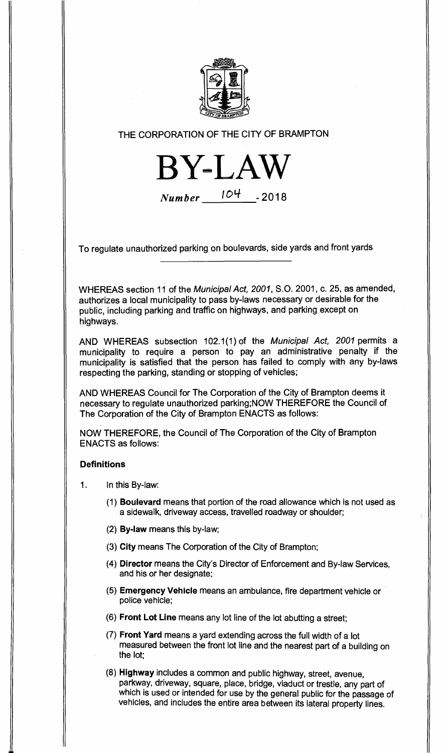THE CORPORATION OF THE CITY OF BRAMPTON

# BY-LAW

*Number* 104 - 2018

To regulate unauthorized parking on boulevards, side yards and front yards

WHEREAS section 11 of the *Municipal Act, 2001*, S.O. 2001, c. 25, as amended, authorizes a local municipality to pass by-laws necessary or desirable for the public, including parking and traffic on highways, and parking except on highways.

AND WHEREAS subsection 102.1(1) of the *Municipal Act, 2001* permits a municipality to require a person to pay an administrative penalty if the municipality is satisfied that the person has failed to comply with any by-laws respecting the parking, standing or stopping of vehicles;

AND WHEREAS Council for The Corporation of the City of Brampton deems it necessary to regulate unauthorized parking;NOW THEREFORE the Council of The Corporation of the City of Brampton ENACTS as follows:

NOW THEREFORE, the Council of The Corporation of the City of Brampton ENACTS as follows:

### Definitions

1. In this By-law:

   (1) **Boulevard** means that portion of the road allowance which is not used as a sidewalk, driveway access, travelled roadway or shoulder;

   (2) **By-law** means this by-law;

   (3) **City** means The Corporation of the City of Brampton;

   (4) **Director** means the City's Director of Enforcement and By-law Services, and his or her designate;

   (5) **Emergency Vehicle** means an ambulance, fire department vehicle or police vehicle;

   (6) **Front Lot Line** means any lot line of the lot abutting a street;

   (7) **Front Yard** means a yard extending across the full width of a lot measured between the front lot line and the nearest part of a building on the lot;

   (8) **Highway** includes a common and public highway, street, avenue, parkway, driveway, square, place, bridge, viaduct or trestle, any part of which is used or intended for use by the general public for the passage of vehicles, and includes the entire area between its lateral property lines.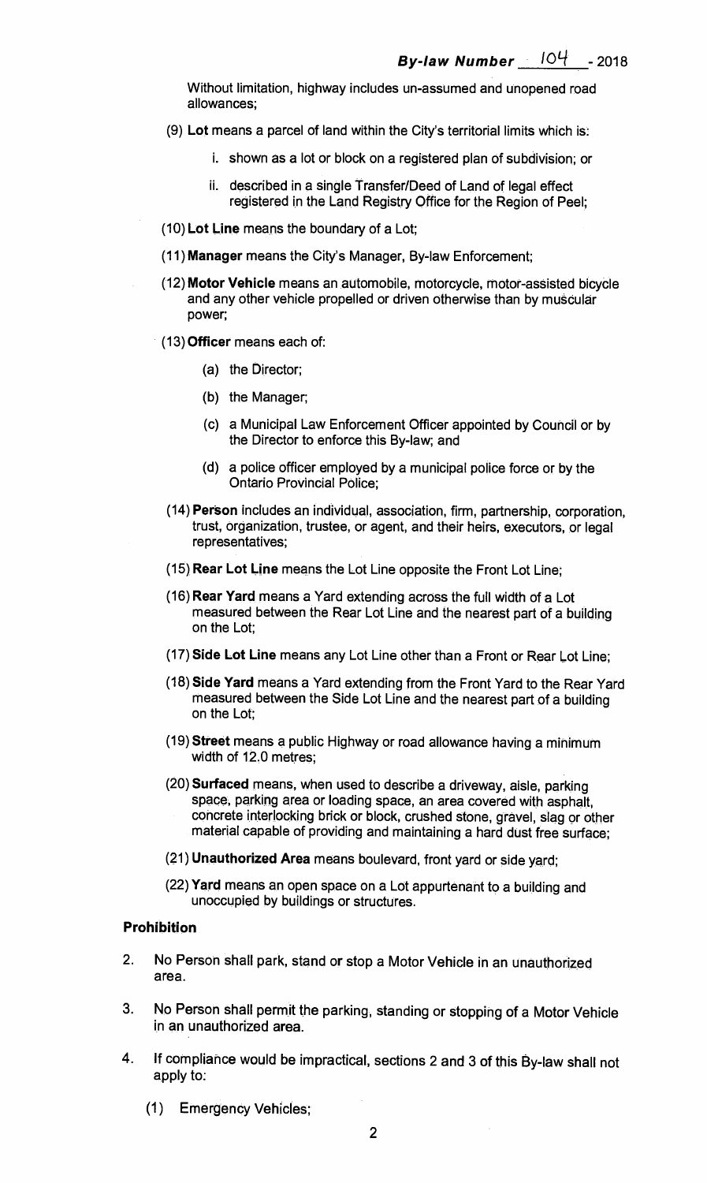Without limitation, highway includes un-assumed and unopened road allowances;

(9) **Lot** means a parcel of land within the City's territorial limits which is:

i. shown as a lot or block on a registered plan of subdivision; or

ii. described in a single Transfer/Deed of Land of legal effect registered in the Land Registry Office for the Region of Peel;

(10) **Lot Line** means the boundary of a Lot;

(11) **Manager** means the City's Manager, By-law Enforcement;

(12) **Motor Vehicle** means an automobile, motorcycle, motor-assisted bicycle and any other vehicle propelled or driven otherwise than by muscular power;

(13) **Officer** means each of:

(a) the Director;

(b) the Manager;

(c) a Municipal Law Enforcement Officer appointed by Council or by the Director to enforce this By-law; and

(d) a police officer employed by a municipal police force or by the Ontario Provincial Police;

(14) **Person** includes an individual, association, firm, partnership, corporation, trust, organization, trustee, or agent, and their heirs, executors, or legal representatives;

(15) **Rear Lot Line** means the Lot Line opposite the Front Lot Line;

(16) **Rear Yard** means a Yard extending across the full width of a Lot measured between the Rear Lot Line and the nearest part of a building on the Lot;

(17) **Side Lot Line** means any Lot Line other than a Front or Rear Lot Line;

(18) **Side Yard** means a Yard extending from the Front Yard to the Rear Yard measured between the Side Lot Line and the nearest part of a building on the Lot;

(19) **Street** means a public Highway or road allowance having a minimum width of 12.0 metres;

(20) **Surfaced** means, when used to describe a driveway, aisle, parking space, parking area or loading space, an area covered with asphalt, concrete interlocking brick or block, crushed stone, gravel, slag or other material capable of providing and maintaining a hard dust free surface;

(21) **Unauthorized Area** means boulevard, front yard or side yard;

(22) **Yard** means an open space on a Lot appurtenant to a building and unoccupied by buildings or structures.

**Prohibition**

2. No Person shall park, stand or stop a Motor Vehicle in an unauthorized area.

3. No Person shall permit the parking, standing or stopping of a Motor Vehicle in an unauthorized area.

4. If compliance would be impractical, sections 2 and 3 of this By-law shall not apply to:

(1) Emergency Vehicles;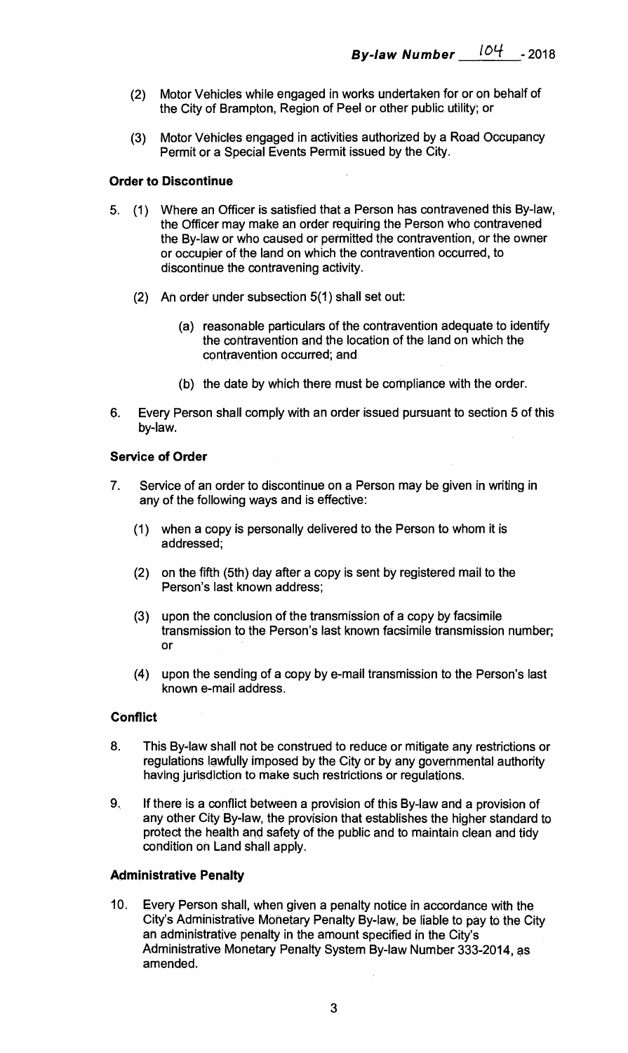(2) Motor Vehicles while engaged in works undertaken for or on behalf of the City of Brampton, Region of Peel or other public utility; or

(3) Motor Vehicles engaged in activities authorized by a Road Occupancy Permit or a Special Events Permit issued by the City.

**Order to Discontinue**

5. (1) Where an Officer is satisfied that a Person has contravened this By-law, the Officer may make an order requiring the Person who contravened the By-law or who caused or permitted the contravention, or the owner or occupier of the land on which the contravention occurred, to discontinue the contravening activity.

   (2) An order under subsection 5(1) shall set out:

   (a) reasonable particulars of the contravention adequate to identify the contravention and the location of the land on which the contravention occurred; and

   (b) the date by which there must be compliance with the order.

6. Every Person shall comply with an order issued pursuant to section 5 of this by-law.

**Service of Order**

7. Service of an order to discontinue on a Person may be given in writing in any of the following ways and is effective:

   (1) when a copy is personally delivered to the Person to whom it is addressed;

   (2) on the fifth (5th) day after a copy is sent by registered mail to the Person's last known address;

   (3) upon the conclusion of the transmission of a copy by facsimile transmission to the Person's last known facsimile transmission number; or

   (4) upon the sending of a copy by e-mail transmission to the Person's last known e-mail address.

**Conflict**

8. This By-law shall not be construed to reduce or mitigate any restrictions or regulations lawfully imposed by the City or by any governmental authority having jurisdiction to make such restrictions or regulations.

9. If there is a conflict between a provision of this By-law and a provision of any other City By-law, the provision that establishes the higher standard to protect the health and safety of the public and to maintain clean and tidy condition on Land shall apply.

**Administrative Penalty**

10. Every Person shall, when given a penalty notice in accordance with the City's Administrative Monetary Penalty By-law, be liable to pay to the City an administrative penalty in the amount specified in the City's Administrative Monetary Penalty System By-law Number 333-2014, as amended.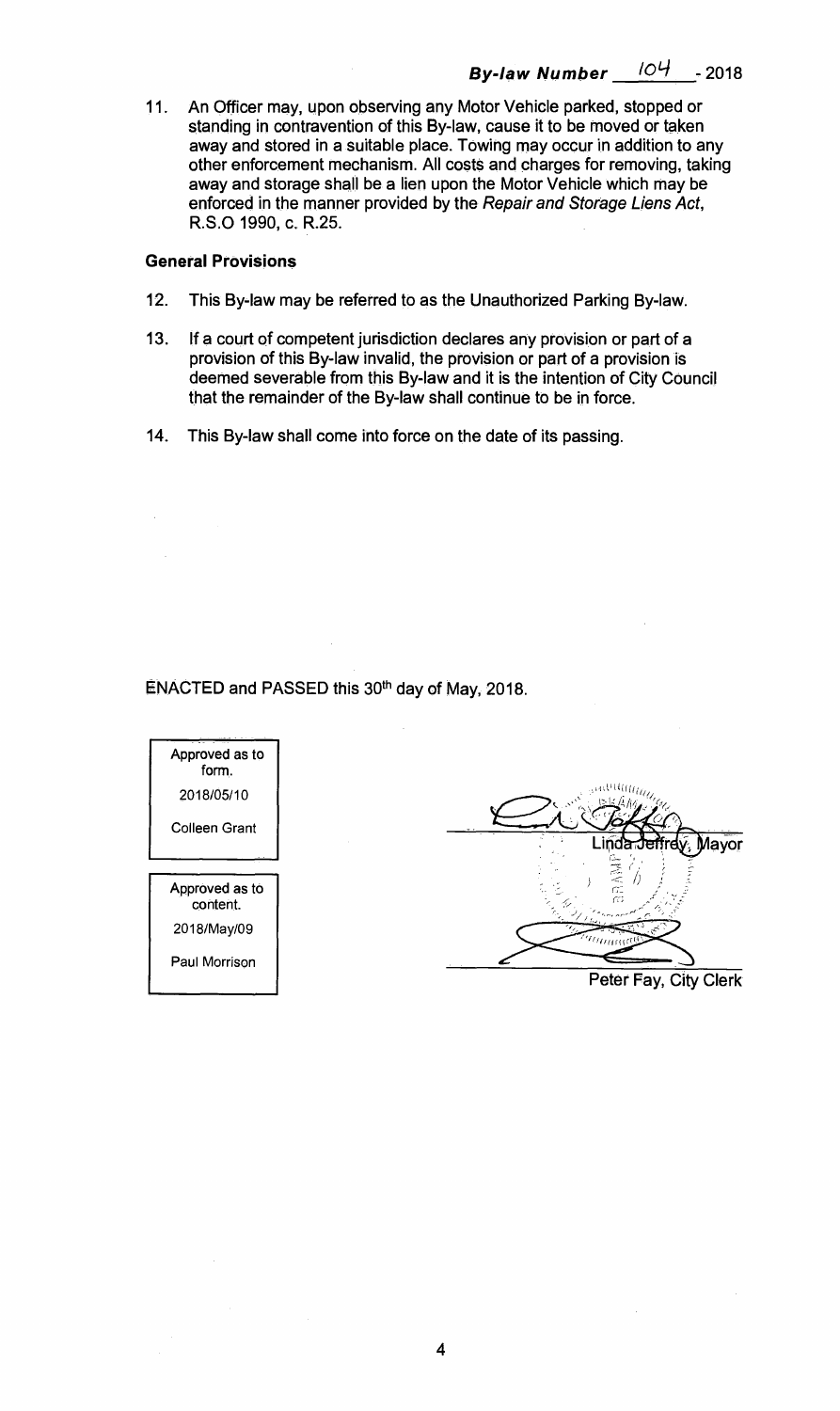11. An Officer may, upon observing any Motor Vehicle parked, stopped or standing in contravention of this By-law, cause it to be moved or taken away and stored in a suitable place. Towing may occur in addition to any other enforcement mechanism. All costs and charges for removing, taking away and storage shall be a lien upon the Motor Vehicle which may be enforced in the manner provided by the *Repair and Storage Liens Act*, R.S.O 1990, c. R.25.

**General Provisions**

12. This By-law may be referred to as the Unauthorized Parking By-law.

13. If a court of competent jurisdiction declares any provision or part of a provision of this By-law invalid, the provision or part of a provision is deemed severable from this By-law and it is the intention of City Council that the remainder of the By-law shall continue to be in force.

14. This By-law shall come into force on the date of its passing.

ENACTED and PASSED this 30th day of May, 2018.

Approved as to form.
2018/05/10
Colleen Grant

Approved as to content.
2018/May/09
Paul Morrison

Linda Jeffrey, Mayor

Peter Fay, City Clerk